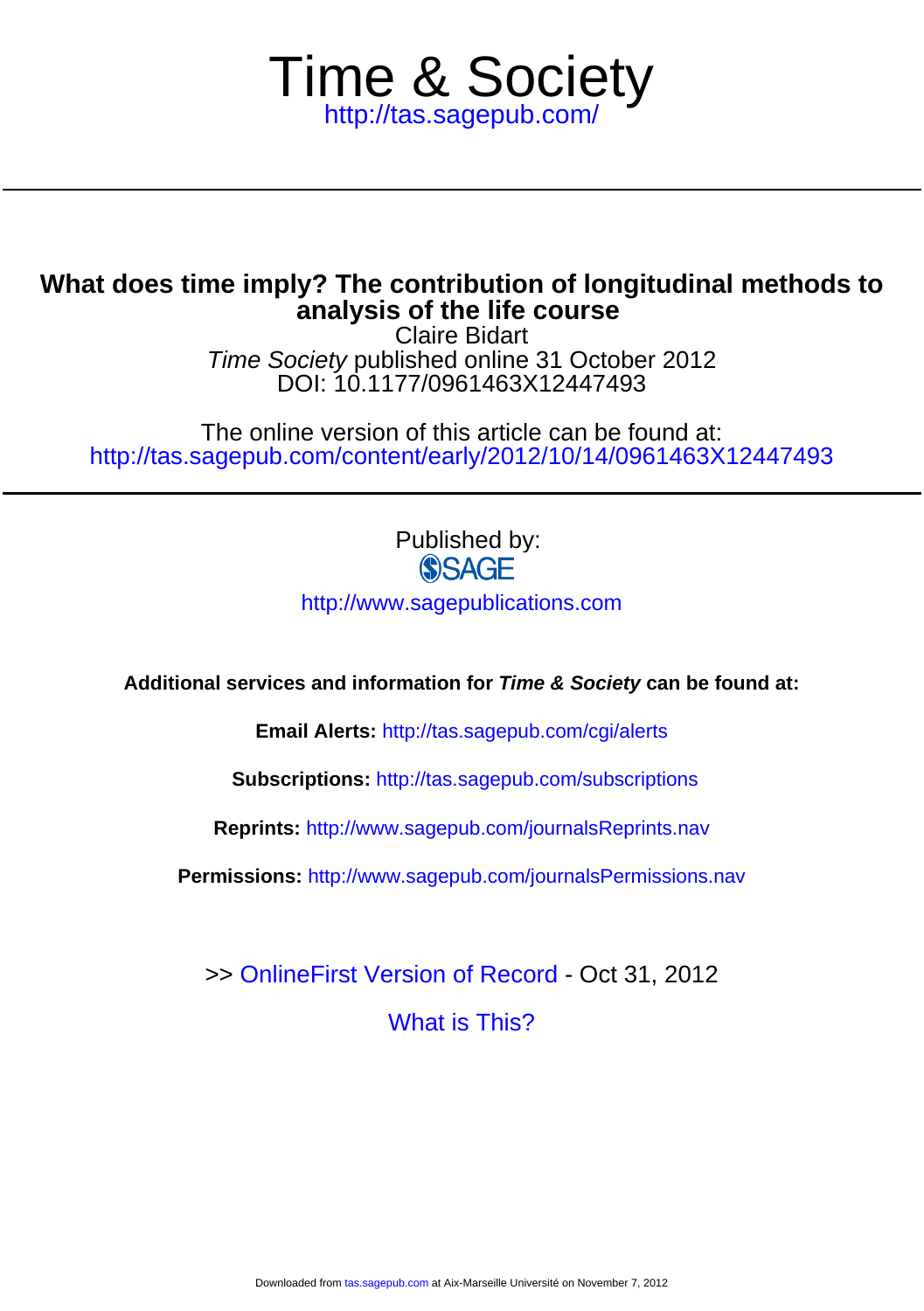# Time & Society

http://tas.sagepub.com/

---

## What does time imply? The contribution of longitudinal methods to analysis of the life course

Claire Bidart

*Time Society* published online 31 October 2012

DOI: 10.1177/0961463X12447493

The online version of this article can be found at:

http://tas.sagepub.com/content/early/2012/10/14/0961463X12447493

---

Published by:

SAGE

http://www.sagepublications.com

**Additional services and information for *Time & Society* can be found at:**

**Email Alerts:** http://tas.sagepub.com/cgi/alerts

**Subscriptions:** http://tas.sagepub.com/subscriptions

**Reprints:** http://www.sagepub.com/journalsReprints.nav

**Permissions:** http://www.sagepub.com/journalsPermissions.nav

>> OnlineFirst Version of Record - Oct 31, 2012

What is This?

Downloaded from tas.sagepub.com at Aix-Marseille Université on November 7, 2012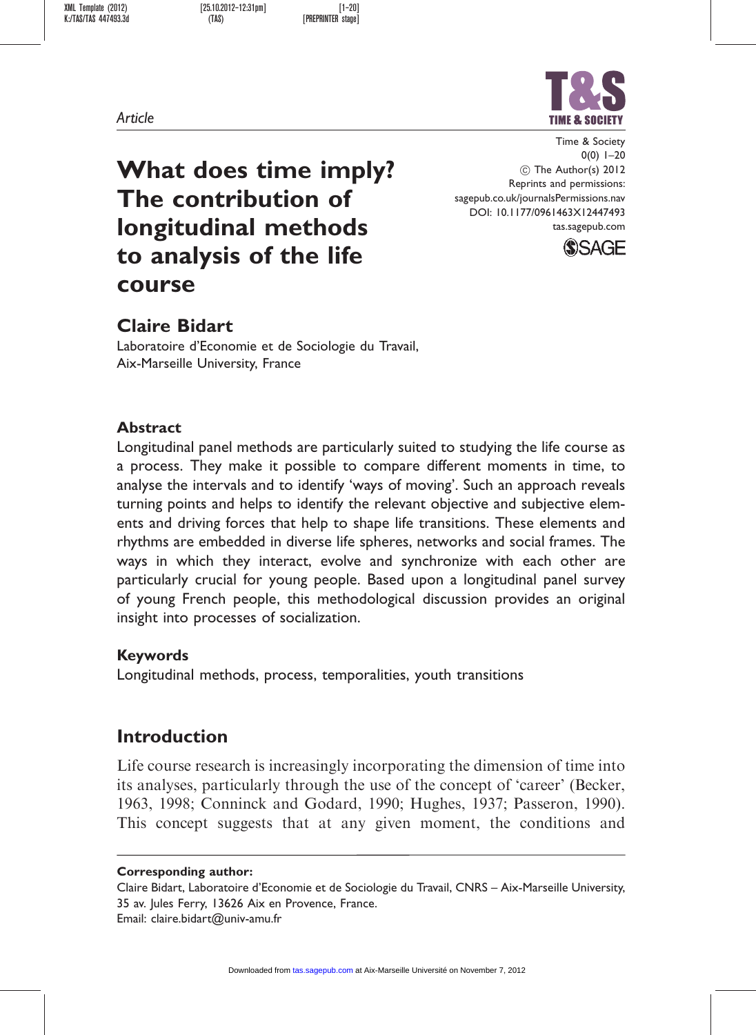Article

# What does time imply? The contribution of longitudinal methods to analysis of the life course

Time & Society
0(0) 1–20
© The Author(s) 2012
Reprints and permissions:
sagepub.co.uk/journalsPermissions.nav
DOI: 10.1177/0961463X12447493
tas.sagepub.com

## Claire Bidart

Laboratoire d'Economie et de Sociologie du Travail, Aix-Marseille University, France

### Abstract

Longitudinal panel methods are particularly suited to studying the life course as a process. They make it possible to compare different moments in time, to analyse the intervals and to identify 'ways of moving'. Such an approach reveals turning points and helps to identify the relevant objective and subjective elements and driving forces that help to shape life transitions. These elements and rhythms are embedded in diverse life spheres, networks and social frames. The ways in which they interact, evolve and synchronize with each other are particularly crucial for young people. Based upon a longitudinal panel survey of young French people, this methodological discussion provides an original insight into processes of socialization.

### Keywords

Longitudinal methods, process, temporalities, youth transitions

## Introduction

Life course research is increasingly incorporating the dimension of time into its analyses, particularly through the use of the concept of 'career' (Becker, 1963, 1998; Conninck and Godard, 1990; Hughes, 1937; Passeron, 1990). This concept suggests that at any given moment, the conditions and

**Corresponding author:**
Claire Bidart, Laboratoire d'Economie et de Sociologie du Travail, CNRS – Aix-Marseille University, 35 av. Jules Ferry, 13626 Aix en Provence, France.
Email: claire.bidart@univ-amu.fr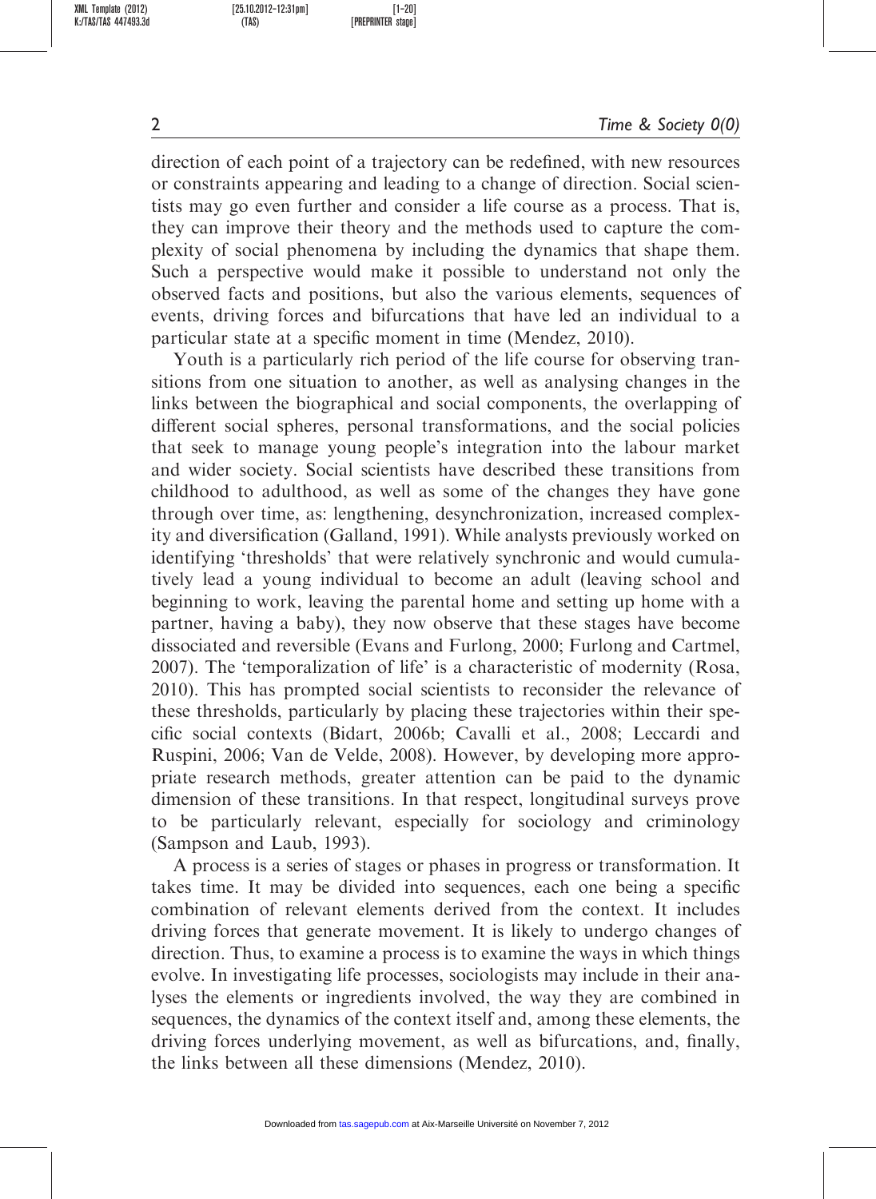direction of each point of a trajectory can be redefined, with new resources or constraints appearing and leading to a change of direction. Social scientists may go even further and consider a life course as a process. That is, they can improve their theory and the methods used to capture the complexity of social phenomena by including the dynamics that shape them. Such a perspective would make it possible to understand not only the observed facts and positions, but also the various elements, sequences of events, driving forces and bifurcations that have led an individual to a particular state at a specific moment in time (Mendez, 2010).

Youth is a particularly rich period of the life course for observing transitions from one situation to another, as well as analysing changes in the links between the biographical and social components, the overlapping of different social spheres, personal transformations, and the social policies that seek to manage young people's integration into the labour market and wider society. Social scientists have described these transitions from childhood to adulthood, as well as some of the changes they have gone through over time, as: lengthening, desynchronization, increased complexity and diversification (Galland, 1991). While analysts previously worked on identifying 'thresholds' that were relatively synchronic and would cumulatively lead a young individual to become an adult (leaving school and beginning to work, leaving the parental home and setting up home with a partner, having a baby), they now observe that these stages have become dissociated and reversible (Evans and Furlong, 2000; Furlong and Cartmel, 2007). The 'temporalization of life' is a characteristic of modernity (Rosa, 2010). This has prompted social scientists to reconsider the relevance of these thresholds, particularly by placing these trajectories within their specific social contexts (Bidart, 2006b; Cavalli et al., 2008; Leccardi and Ruspini, 2006; Van de Velde, 2008). However, by developing more appropriate research methods, greater attention can be paid to the dynamic dimension of these transitions. In that respect, longitudinal surveys prove to be particularly relevant, especially for sociology and criminology (Sampson and Laub, 1993).

A process is a series of stages or phases in progress or transformation. It takes time. It may be divided into sequences, each one being a specific combination of relevant elements derived from the context. It includes driving forces that generate movement. It is likely to undergo changes of direction. Thus, to examine a process is to examine the ways in which things evolve. In investigating life processes, sociologists may include in their analyses the elements or ingredients involved, the way they are combined in sequences, the dynamics of the context itself and, among these elements, the driving forces underlying movement, as well as bifurcations, and, finally, the links between all these dimensions (Mendez, 2010).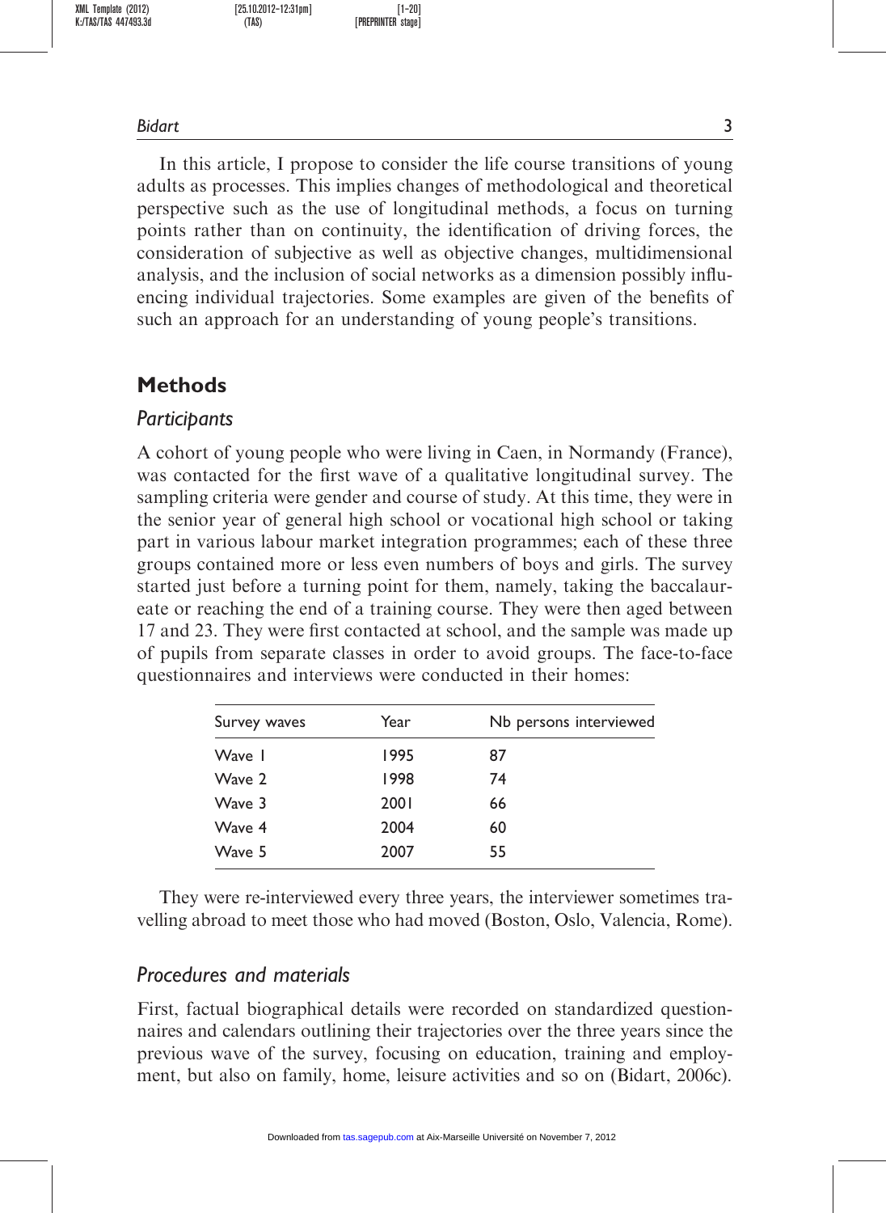In this article, I propose to consider the life course transitions of young adults as processes. This implies changes of methodological and theoretical perspective such as the use of longitudinal methods, a focus on turning points rather than on continuity, the identification of driving forces, the consideration of subjective as well as objective changes, multidimensional analysis, and the inclusion of social networks as a dimension possibly influencing individual trajectories. Some examples are given of the benefits of such an approach for an understanding of young people's transitions.

## Methods

### *Participants*

A cohort of young people who were living in Caen, in Normandy (France), was contacted for the first wave of a qualitative longitudinal survey. The sampling criteria were gender and course of study. At this time, they were in the senior year of general high school or vocational high school or taking part in various labour market integration programmes; each of these three groups contained more or less even numbers of boys and girls. The survey started just before a turning point for them, namely, taking the baccalaureate or reaching the end of a training course. They were then aged between 17 and 23. They were first contacted at school, and the sample was made up of pupils from separate classes in order to avoid groups. The face-to-face questionnaires and interviews were conducted in their homes:

| Survey waves | Year | Nb persons interviewed |
|---|---|---|
| Wave 1 | 1995 | 87 |
| Wave 2 | 1998 | 74 |
| Wave 3 | 2001 | 66 |
| Wave 4 | 2004 | 60 |
| Wave 5 | 2007 | 55 |

They were re-interviewed every three years, the interviewer sometimes travelling abroad to meet those who had moved (Boston, Oslo, Valencia, Rome).

### *Procedures and materials*

First, factual biographical details were recorded on standardized questionnaires and calendars outlining their trajectories over the three years since the previous wave of the survey, focusing on education, training and employment, but also on family, home, leisure activities and so on (Bidart, 2006c).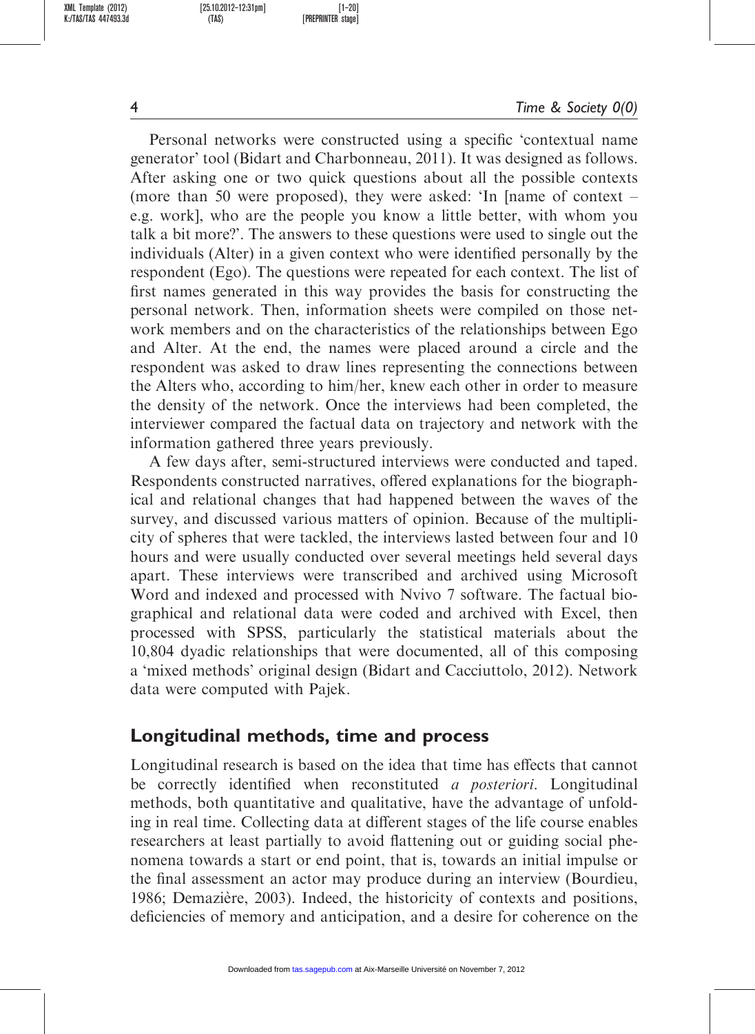Personal networks were constructed using a specific 'contextual name generator' tool (Bidart and Charbonneau, 2011). It was designed as follows. After asking one or two quick questions about all the possible contexts (more than 50 were proposed), they were asked: 'In [name of context – e.g. work], who are the people you know a little better, with whom you talk a bit more?'. The answers to these questions were used to single out the individuals (Alter) in a given context who were identified personally by the respondent (Ego). The questions were repeated for each context. The list of first names generated in this way provides the basis for constructing the personal network. Then, information sheets were compiled on those network members and on the characteristics of the relationships between Ego and Alter. At the end, the names were placed around a circle and the respondent was asked to draw lines representing the connections between the Alters who, according to him/her, knew each other in order to measure the density of the network. Once the interviews had been completed, the interviewer compared the factual data on trajectory and network with the information gathered three years previously.

A few days after, semi-structured interviews were conducted and taped. Respondents constructed narratives, offered explanations for the biographical and relational changes that had happened between the waves of the survey, and discussed various matters of opinion. Because of the multiplicity of spheres that were tackled, the interviews lasted between four and 10 hours and were usually conducted over several meetings held several days apart. These interviews were transcribed and archived using Microsoft Word and indexed and processed with Nvivo 7 software. The factual biographical and relational data were coded and archived with Excel, then processed with SPSS, particularly the statistical materials about the 10,804 dyadic relationships that were documented, all of this composing a 'mixed methods' original design (Bidart and Cacciuttolo, 2012). Network data were computed with Pajek.

## Longitudinal methods, time and process

Longitudinal research is based on the idea that time has effects that cannot be correctly identified when reconstituted *a posteriori*. Longitudinal methods, both quantitative and qualitative, have the advantage of unfolding in real time. Collecting data at different stages of the life course enables researchers at least partially to avoid flattening out or guiding social phenomena towards a start or end point, that is, towards an initial impulse or the final assessment an actor may produce during an interview (Bourdieu, 1986; Demazière, 2003). Indeed, the historicity of contexts and positions, deficiencies of memory and anticipation, and a desire for coherence on the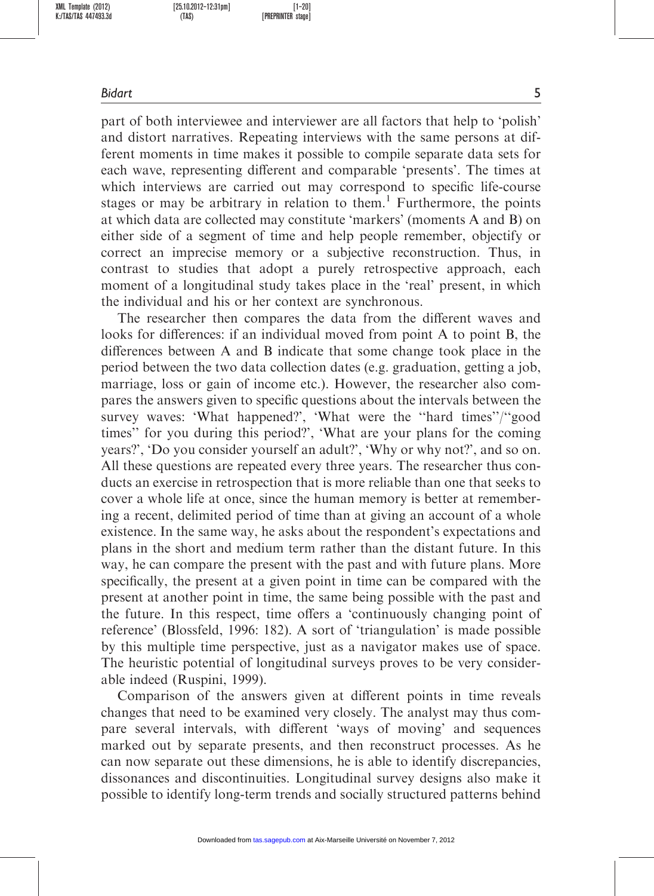part of both interviewee and interviewer are all factors that help to 'polish' and distort narratives. Repeating interviews with the same persons at different moments in time makes it possible to compile separate data sets for each wave, representing different and comparable 'presents'. The times at which interviews are carried out may correspond to specific life-course stages or may be arbitrary in relation to them.[1] Furthermore, the points at which data are collected may constitute 'markers' (moments A and B) on either side of a segment of time and help people remember, objectify or correct an imprecise memory or a subjective reconstruction. Thus, in contrast to studies that adopt a purely retrospective approach, each moment of a longitudinal study takes place in the 'real' present, in which the individual and his or her context are synchronous.

The researcher then compares the data from the different waves and looks for differences: if an individual moved from point A to point B, the differences between A and B indicate that some change took place in the period between the two data collection dates (e.g. graduation, getting a job, marriage, loss or gain of income etc.). However, the researcher also compares the answers given to specific questions about the intervals between the survey waves: 'What happened?', 'What were the "hard times"/"good times" for you during this period?', 'What are your plans for the coming years?', 'Do you consider yourself an adult?', 'Why or why not?', and so on. All these questions are repeated every three years. The researcher thus conducts an exercise in retrospection that is more reliable than one that seeks to cover a whole life at once, since the human memory is better at remembering a recent, delimited period of time than at giving an account of a whole existence. In the same way, he asks about the respondent's expectations and plans in the short and medium term rather than the distant future. In this way, he can compare the present with the past and with future plans. More specifically, the present at a given point in time can be compared with the present at another point in time, the same being possible with the past and the future. In this respect, time offers a 'continuously changing point of reference' (Blossfeld, 1996: 182). A sort of 'triangulation' is made possible by this multiple time perspective, just as a navigator makes use of space. The heuristic potential of longitudinal surveys proves to be very considerable indeed (Ruspini, 1999).

Comparison of the answers given at different points in time reveals changes that need to be examined very closely. The analyst may thus compare several intervals, with different 'ways of moving' and sequences marked out by separate presents, and then reconstruct processes. As he can now separate out these dimensions, he is able to identify discrepancies, dissonances and discontinuities. Longitudinal survey designs also make it possible to identify long-term trends and socially structured patterns behind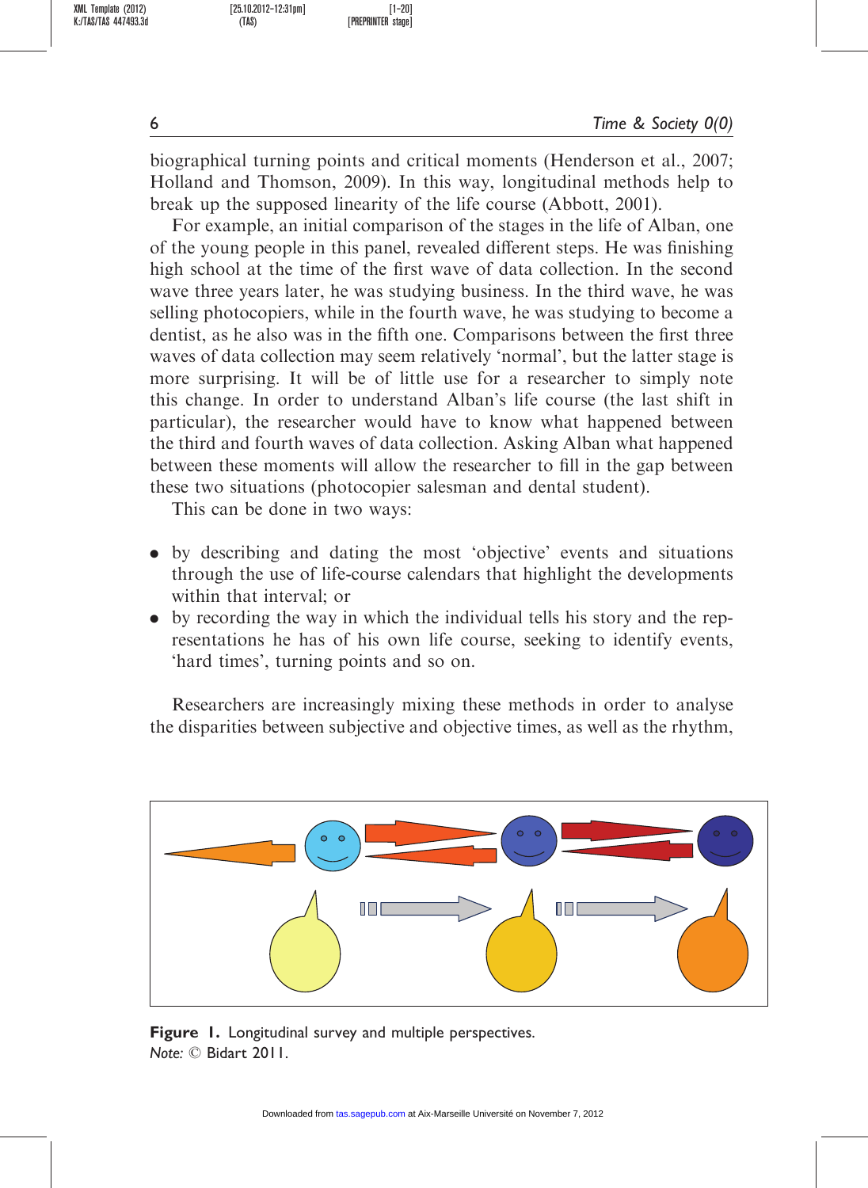biographical turning points and critical moments (Henderson et al., 2007; Holland and Thomson, 2009). In this way, longitudinal methods help to break up the supposed linearity of the life course (Abbott, 2001).

For example, an initial comparison of the stages in the life of Alban, one of the young people in this panel, revealed different steps. He was finishing high school at the time of the first wave of data collection. In the second wave three years later, he was studying business. In the third wave, he was selling photocopiers, while in the fourth wave, he was studying to become a dentist, as he also was in the fifth one. Comparisons between the first three waves of data collection may seem relatively 'normal', but the latter stage is more surprising. It will be of little use for a researcher to simply note this change. In order to understand Alban's life course (the last shift in particular), the researcher would have to know what happened between the third and fourth waves of data collection. Asking Alban what happened between these moments will allow the researcher to fill in the gap between these two situations (photocopier salesman and dental student).

This can be done in two ways:

- by describing and dating the most 'objective' events and situations through the use of life-course calendars that highlight the developments within that interval; or
- by recording the way in which the individual tells his story and the representations he has of his own life course, seeking to identify events, 'hard times', turning points and so on.

Researchers are increasingly mixing these methods in order to analyse the disparities between subjective and objective times, as well as the rhythm,

**Figure 1.** Longitudinal survey and multiple perspectives.
*Note:* © Bidart 2011.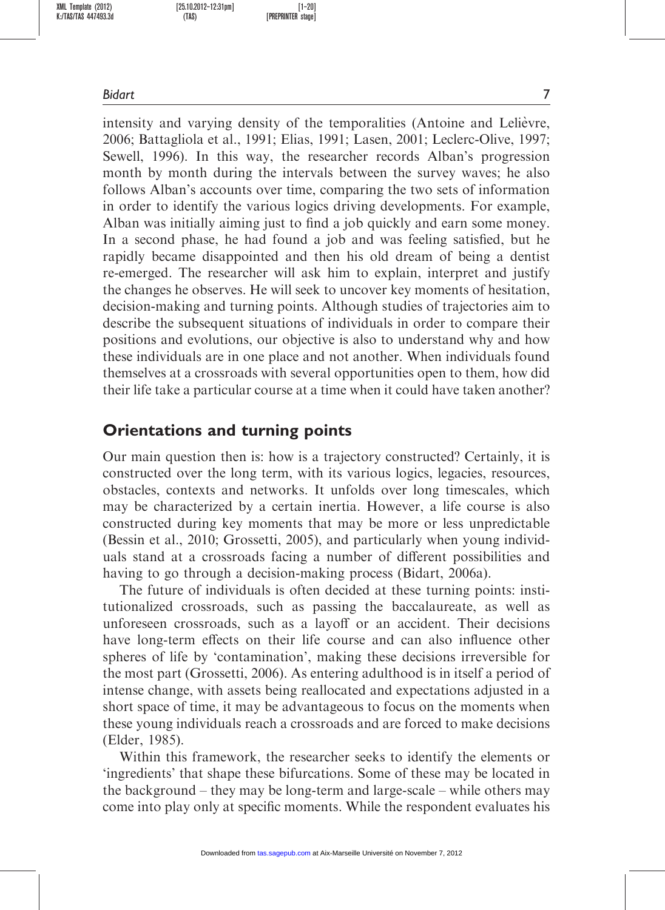intensity and varying density of the temporalities (Antoine and Lelièvre, 2006; Battagliola et al., 1991; Elias, 1991; Lasen, 2001; Leclerc-Olive, 1997; Sewell, 1996). In this way, the researcher records Alban's progression month by month during the intervals between the survey waves; he also follows Alban's accounts over time, comparing the two sets of information in order to identify the various logics driving developments. For example, Alban was initially aiming just to find a job quickly and earn some money. In a second phase, he had found a job and was feeling satisfied, but he rapidly became disappointed and then his old dream of being a dentist re-emerged. The researcher will ask him to explain, interpret and justify the changes he observes. He will seek to uncover key moments of hesitation, decision-making and turning points. Although studies of trajectories aim to describe the subsequent situations of individuals in order to compare their positions and evolutions, our objective is also to understand why and how these individuals are in one place and not another. When individuals found themselves at a crossroads with several opportunities open to them, how did their life take a particular course at a time when it could have taken another?

## Orientations and turning points

Our main question then is: how is a trajectory constructed? Certainly, it is constructed over the long term, with its various logics, legacies, resources, obstacles, contexts and networks. It unfolds over long timescales, which may be characterized by a certain inertia. However, a life course is also constructed during key moments that may be more or less unpredictable (Bessin et al., 2010; Grossetti, 2005), and particularly when young individuals stand at a crossroads facing a number of different possibilities and having to go through a decision-making process (Bidart, 2006a).

The future of individuals is often decided at these turning points: institutionalized crossroads, such as passing the baccalaureate, as well as unforeseen crossroads, such as a layoff or an accident. Their decisions have long-term effects on their life course and can also influence other spheres of life by 'contamination', making these decisions irreversible for the most part (Grossetti, 2006). As entering adulthood is in itself a period of intense change, with assets being reallocated and expectations adjusted in a short space of time, it may be advantageous to focus on the moments when these young individuals reach a crossroads and are forced to make decisions (Elder, 1985).

Within this framework, the researcher seeks to identify the elements or 'ingredients' that shape these bifurcations. Some of these may be located in the background – they may be long-term and large-scale – while others may come into play only at specific moments. While the respondent evaluates his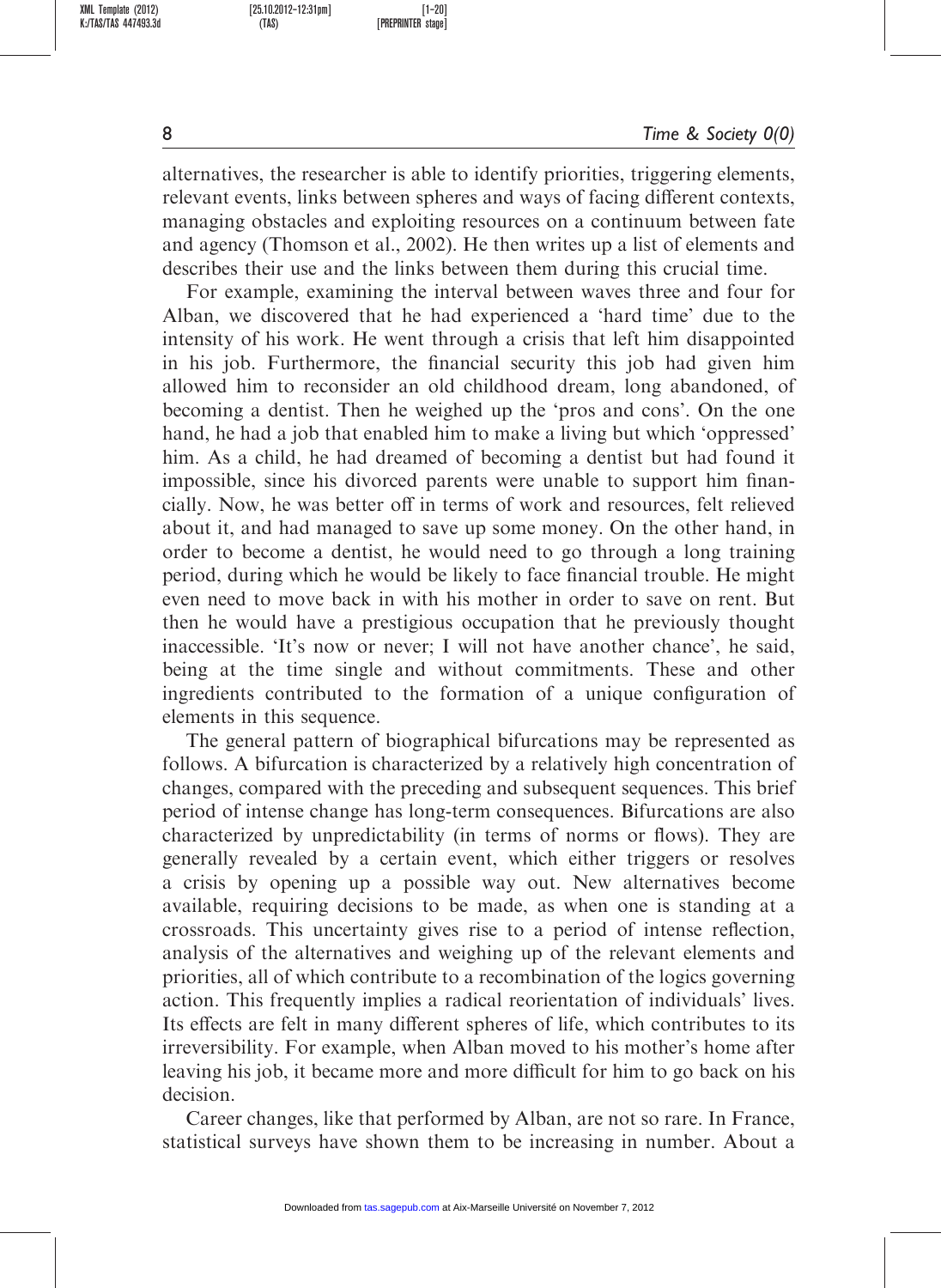alternatives, the researcher is able to identify priorities, triggering elements, relevant events, links between spheres and ways of facing different contexts, managing obstacles and exploiting resources on a continuum between fate and agency (Thomson et al., 2002). He then writes up a list of elements and describes their use and the links between them during this crucial time.

For example, examining the interval between waves three and four for Alban, we discovered that he had experienced a 'hard time' due to the intensity of his work. He went through a crisis that left him disappointed in his job. Furthermore, the financial security this job had given him allowed him to reconsider an old childhood dream, long abandoned, of becoming a dentist. Then he weighed up the 'pros and cons'. On the one hand, he had a job that enabled him to make a living but which 'oppressed' him. As a child, he had dreamed of becoming a dentist but had found it impossible, since his divorced parents were unable to support him financially. Now, he was better off in terms of work and resources, felt relieved about it, and had managed to save up some money. On the other hand, in order to become a dentist, he would need to go through a long training period, during which he would be likely to face financial trouble. He might even need to move back in with his mother in order to save on rent. But then he would have a prestigious occupation that he previously thought inaccessible. 'It's now or never; I will not have another chance', he said, being at the time single and without commitments. These and other ingredients contributed to the formation of a unique configuration of elements in this sequence.

The general pattern of biographical bifurcations may be represented as follows. A bifurcation is characterized by a relatively high concentration of changes, compared with the preceding and subsequent sequences. This brief period of intense change has long-term consequences. Bifurcations are also characterized by unpredictability (in terms of norms or flows). They are generally revealed by a certain event, which either triggers or resolves a crisis by opening up a possible way out. New alternatives become available, requiring decisions to be made, as when one is standing at a crossroads. This uncertainty gives rise to a period of intense reflection, analysis of the alternatives and weighing up of the relevant elements and priorities, all of which contribute to a recombination of the logics governing action. This frequently implies a radical reorientation of individuals' lives. Its effects are felt in many different spheres of life, which contributes to its irreversibility. For example, when Alban moved to his mother's home after leaving his job, it became more and more difficult for him to go back on his decision.

Career changes, like that performed by Alban, are not so rare. In France, statistical surveys have shown them to be increasing in number. About a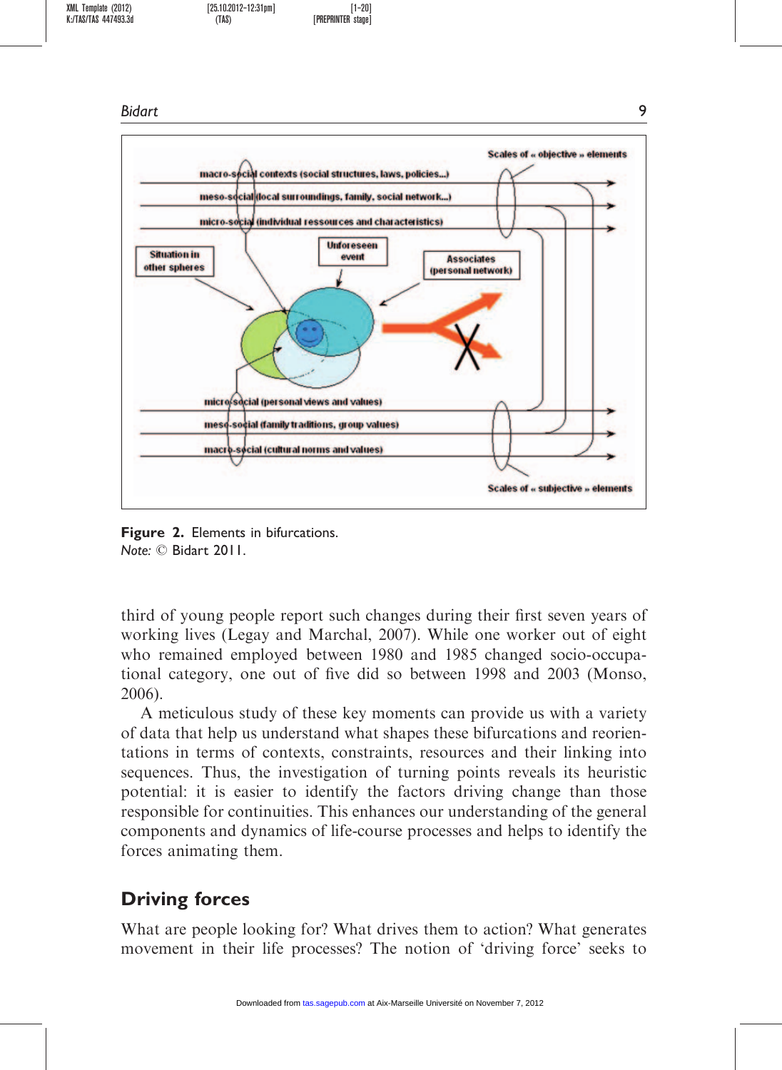**Figure 2.** Elements in bifurcations.
*Note:* © Bidart 2011.

third of young people report such changes during their first seven years of working lives (Legay and Marchal, 2007). While one worker out of eight who remained employed between 1980 and 1985 changed socio-occupational category, one out of five did so between 1998 and 2003 (Monso, 2006).

A meticulous study of these key moments can provide us with a variety of data that help us understand what shapes these bifurcations and reorientations in terms of contexts, constraints, resources and their linking into sequences. Thus, the investigation of turning points reveals its heuristic potential: it is easier to identify the factors driving change than those responsible for continuities. This enhances our understanding of the general components and dynamics of life-course processes and helps to identify the forces animating them.

## Driving forces

What are people looking for? What drives them to action? What generates movement in their life processes? The notion of 'driving force' seeks to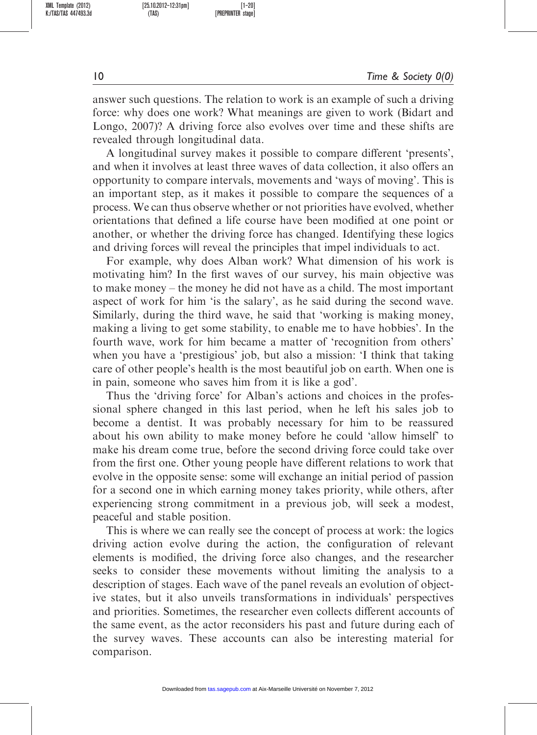answer such questions. The relation to work is an example of such a driving force: why does one work? What meanings are given to work (Bidart and Longo, 2007)? A driving force also evolves over time and these shifts are revealed through longitudinal data.

A longitudinal survey makes it possible to compare different 'presents', and when it involves at least three waves of data collection, it also offers an opportunity to compare intervals, movements and 'ways of moving'. This is an important step, as it makes it possible to compare the sequences of a process. We can thus observe whether or not priorities have evolved, whether orientations that defined a life course have been modified at one point or another, or whether the driving force has changed. Identifying these logics and driving forces will reveal the principles that impel individuals to act.

For example, why does Alban work? What dimension of his work is motivating him? In the first waves of our survey, his main objective was to make money – the money he did not have as a child. The most important aspect of work for him 'is the salary', as he said during the second wave. Similarly, during the third wave, he said that 'working is making money, making a living to get some stability, to enable me to have hobbies'. In the fourth wave, work for him became a matter of 'recognition from others' when you have a 'prestigious' job, but also a mission: 'I think that taking care of other people's health is the most beautiful job on earth. When one is in pain, someone who saves him from it is like a god'.

Thus the 'driving force' for Alban's actions and choices in the professional sphere changed in this last period, when he left his sales job to become a dentist. It was probably necessary for him to be reassured about his own ability to make money before he could 'allow himself' to make his dream come true, before the second driving force could take over from the first one. Other young people have different relations to work that evolve in the opposite sense: some will exchange an initial period of passion for a second one in which earning money takes priority, while others, after experiencing strong commitment in a previous job, will seek a modest, peaceful and stable position.

This is where we can really see the concept of process at work: the logics driving action evolve during the action, the configuration of relevant elements is modified, the driving force also changes, and the researcher seeks to consider these movements without limiting the analysis to a description of stages. Each wave of the panel reveals an evolution of objective states, but it also unveils transformations in individuals' perspectives and priorities. Sometimes, the researcher even collects different accounts of the same event, as the actor reconsiders his past and future during each of the survey waves. These accounts can also be interesting material for comparison.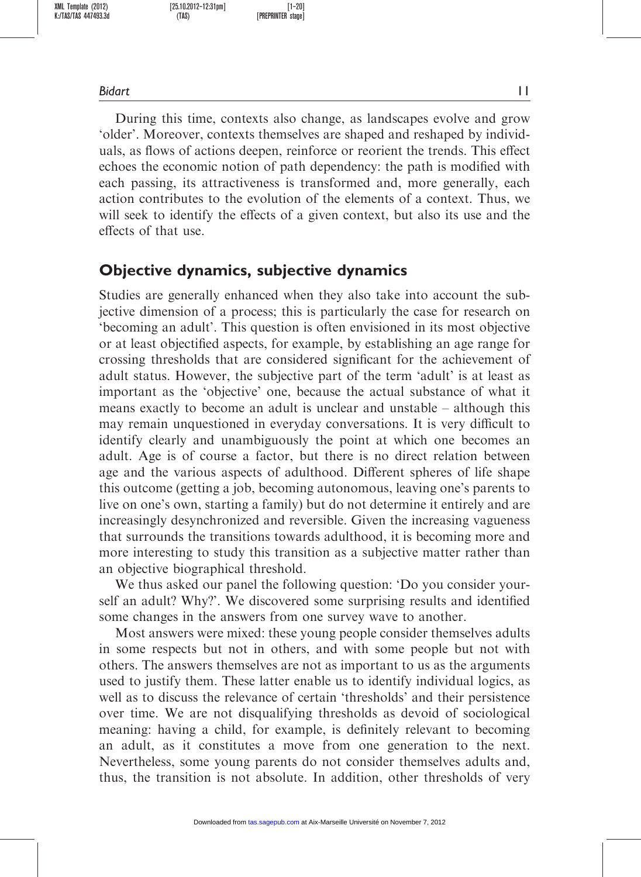During this time, contexts also change, as landscapes evolve and grow 'older'. Moreover, contexts themselves are shaped and reshaped by individuals, as flows of actions deepen, reinforce or reorient the trends. This effect echoes the economic notion of path dependency: the path is modified with each passing, its attractiveness is transformed and, more generally, each action contributes to the evolution of the elements of a context. Thus, we will seek to identify the effects of a given context, but also its use and the effects of that use.

## Objective dynamics, subjective dynamics

Studies are generally enhanced when they also take into account the subjective dimension of a process; this is particularly the case for research on 'becoming an adult'. This question is often envisioned in its most objective or at least objectified aspects, for example, by establishing an age range for crossing thresholds that are considered significant for the achievement of adult status. However, the subjective part of the term 'adult' is at least as important as the 'objective' one, because the actual substance of what it means exactly to become an adult is unclear and unstable – although this may remain unquestioned in everyday conversations. It is very difficult to identify clearly and unambiguously the point at which one becomes an adult. Age is of course a factor, but there is no direct relation between age and the various aspects of adulthood. Different spheres of life shape this outcome (getting a job, becoming autonomous, leaving one's parents to live on one's own, starting a family) but do not determine it entirely and are increasingly desynchronized and reversible. Given the increasing vagueness that surrounds the transitions towards adulthood, it is becoming more and more interesting to study this transition as a subjective matter rather than an objective biographical threshold.

We thus asked our panel the following question: 'Do you consider yourself an adult? Why?'. We discovered some surprising results and identified some changes in the answers from one survey wave to another.

Most answers were mixed: these young people consider themselves adults in some respects but not in others, and with some people but not with others. The answers themselves are not as important to us as the arguments used to justify them. These latter enable us to identify individual logics, as well as to discuss the relevance of certain 'thresholds' and their persistence over time. We are not disqualifying thresholds as devoid of sociological meaning: having a child, for example, is definitely relevant to becoming an adult, as it constitutes a move from one generation to the next. Nevertheless, some young parents do not consider themselves adults and, thus, the transition is not absolute. In addition, other thresholds of very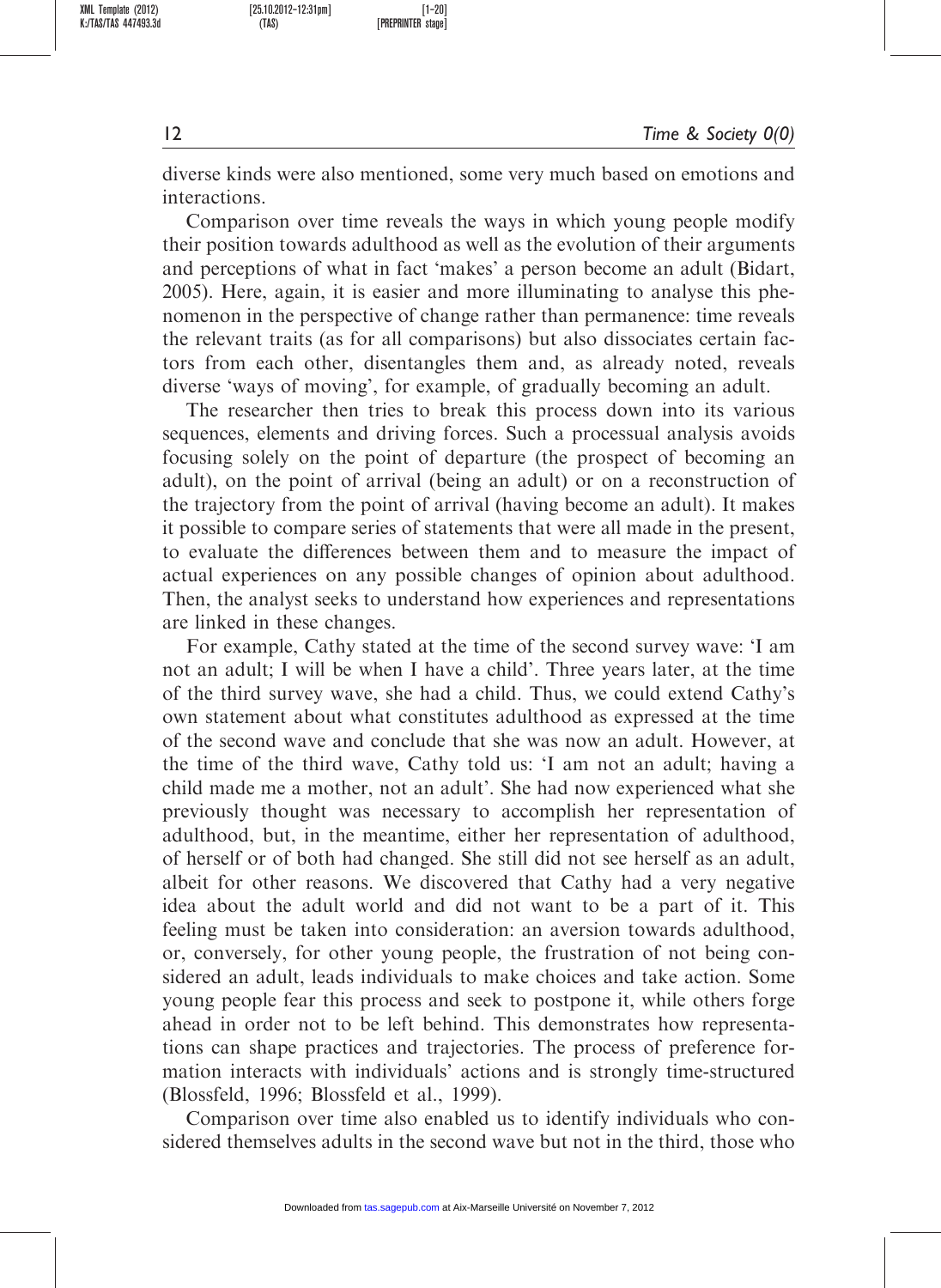diverse kinds were also mentioned, some very much based on emotions and interactions.

Comparison over time reveals the ways in which young people modify their position towards adulthood as well as the evolution of their arguments and perceptions of what in fact 'makes' a person become an adult (Bidart, 2005). Here, again, it is easier and more illuminating to analyse this phenomenon in the perspective of change rather than permanence: time reveals the relevant traits (as for all comparisons) but also dissociates certain factors from each other, disentangles them and, as already noted, reveals diverse 'ways of moving', for example, of gradually becoming an adult.

The researcher then tries to break this process down into its various sequences, elements and driving forces. Such a processual analysis avoids focusing solely on the point of departure (the prospect of becoming an adult), on the point of arrival (being an adult) or on a reconstruction of the trajectory from the point of arrival (having become an adult). It makes it possible to compare series of statements that were all made in the present, to evaluate the differences between them and to measure the impact of actual experiences on any possible changes of opinion about adulthood. Then, the analyst seeks to understand how experiences and representations are linked in these changes.

For example, Cathy stated at the time of the second survey wave: 'I am not an adult; I will be when I have a child'. Three years later, at the time of the third survey wave, she had a child. Thus, we could extend Cathy's own statement about what constitutes adulthood as expressed at the time of the second wave and conclude that she was now an adult. However, at the time of the third wave, Cathy told us: 'I am not an adult; having a child made me a mother, not an adult'. She had now experienced what she previously thought was necessary to accomplish her representation of adulthood, but, in the meantime, either her representation of adulthood, of herself or of both had changed. She still did not see herself as an adult, albeit for other reasons. We discovered that Cathy had a very negative idea about the adult world and did not want to be a part of it. This feeling must be taken into consideration: an aversion towards adulthood, or, conversely, for other young people, the frustration of not being considered an adult, leads individuals to make choices and take action. Some young people fear this process and seek to postpone it, while others forge ahead in order not to be left behind. This demonstrates how representations can shape practices and trajectories. The process of preference formation interacts with individuals' actions and is strongly time-structured (Blossfeld, 1996; Blossfeld et al., 1999).

Comparison over time also enabled us to identify individuals who considered themselves adults in the second wave but not in the third, those who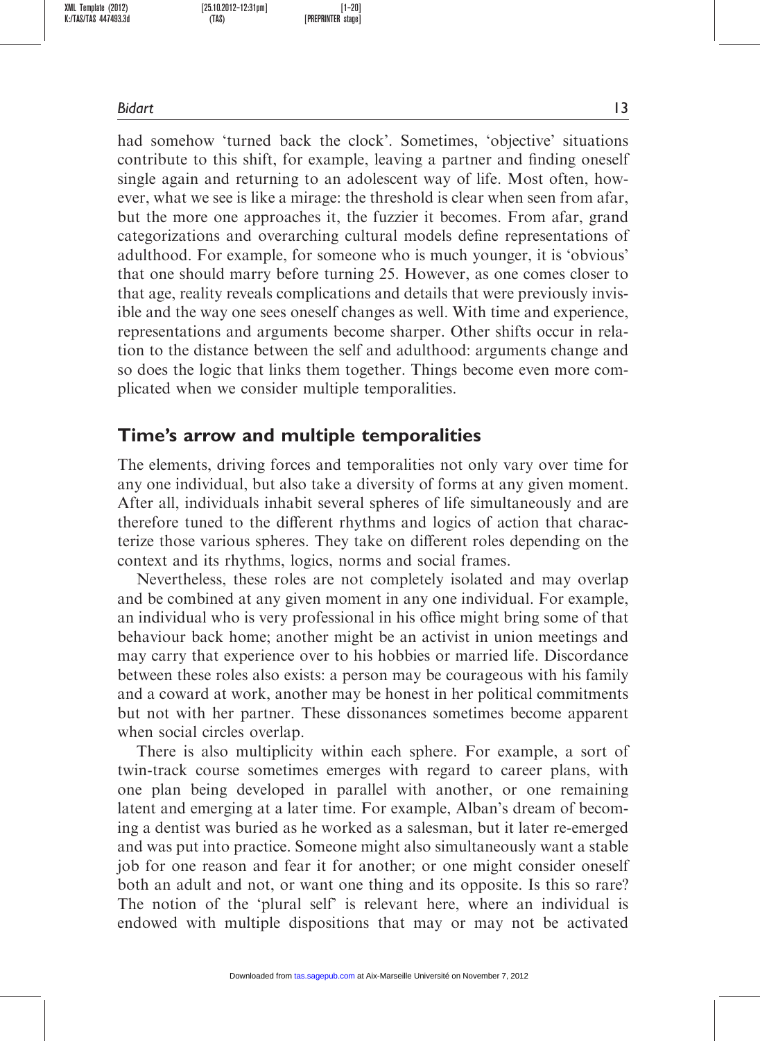had somehow 'turned back the clock'. Sometimes, 'objective' situations contribute to this shift, for example, leaving a partner and finding oneself single again and returning to an adolescent way of life. Most often, however, what we see is like a mirage: the threshold is clear when seen from afar, but the more one approaches it, the fuzzier it becomes. From afar, grand categorizations and overarching cultural models define representations of adulthood. For example, for someone who is much younger, it is 'obvious' that one should marry before turning 25. However, as one comes closer to that age, reality reveals complications and details that were previously invisible and the way one sees oneself changes as well. With time and experience, representations and arguments become sharper. Other shifts occur in relation to the distance between the self and adulthood: arguments change and so does the logic that links them together. Things become even more complicated when we consider multiple temporalities.

## Time's arrow and multiple temporalities

The elements, driving forces and temporalities not only vary over time for any one individual, but also take a diversity of forms at any given moment. After all, individuals inhabit several spheres of life simultaneously and are therefore tuned to the different rhythms and logics of action that characterize those various spheres. They take on different roles depending on the context and its rhythms, logics, norms and social frames.

Nevertheless, these roles are not completely isolated and may overlap and be combined at any given moment in any one individual. For example, an individual who is very professional in his office might bring some of that behaviour back home; another might be an activist in union meetings and may carry that experience over to his hobbies or married life. Discordance between these roles also exists: a person may be courageous with his family and a coward at work, another may be honest in her political commitments but not with her partner. These dissonances sometimes become apparent when social circles overlap.

There is also multiplicity within each sphere. For example, a sort of twin-track course sometimes emerges with regard to career plans, with one plan being developed in parallel with another, or one remaining latent and emerging at a later time. For example, Alban's dream of becoming a dentist was buried as he worked as a salesman, but it later re-emerged and was put into practice. Someone might also simultaneously want a stable job for one reason and fear it for another; or one might consider oneself both an adult and not, or want one thing and its opposite. Is this so rare? The notion of the 'plural self' is relevant here, where an individual is endowed with multiple dispositions that may or may not be activated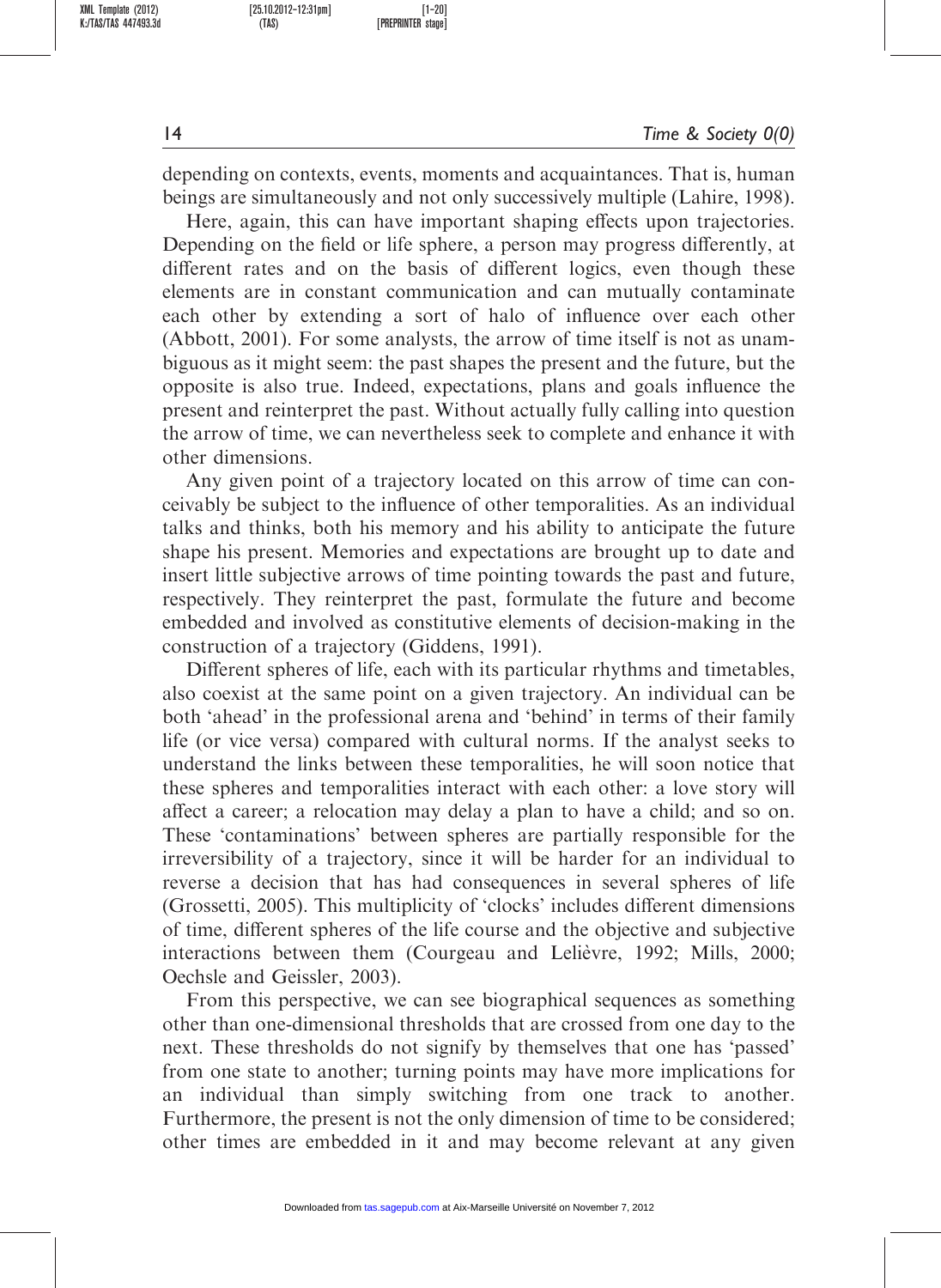depending on contexts, events, moments and acquaintances. That is, human beings are simultaneously and not only successively multiple (Lahire, 1998).

Here, again, this can have important shaping effects upon trajectories. Depending on the field or life sphere, a person may progress differently, at different rates and on the basis of different logics, even though these elements are in constant communication and can mutually contaminate each other by extending a sort of halo of influence over each other (Abbott, 2001). For some analysts, the arrow of time itself is not as unambiguous as it might seem: the past shapes the present and the future, but the opposite is also true. Indeed, expectations, plans and goals influence the present and reinterpret the past. Without actually fully calling into question the arrow of time, we can nevertheless seek to complete and enhance it with other dimensions.

Any given point of a trajectory located on this arrow of time can conceivably be subject to the influence of other temporalities. As an individual talks and thinks, both his memory and his ability to anticipate the future shape his present. Memories and expectations are brought up to date and insert little subjective arrows of time pointing towards the past and future, respectively. They reinterpret the past, formulate the future and become embedded and involved as constitutive elements of decision-making in the construction of a trajectory (Giddens, 1991).

Different spheres of life, each with its particular rhythms and timetables, also coexist at the same point on a given trajectory. An individual can be both 'ahead' in the professional arena and 'behind' in terms of their family life (or vice versa) compared with cultural norms. If the analyst seeks to understand the links between these temporalities, he will soon notice that these spheres and temporalities interact with each other: a love story will affect a career; a relocation may delay a plan to have a child; and so on. These 'contaminations' between spheres are partially responsible for the irreversibility of a trajectory, since it will be harder for an individual to reverse a decision that has had consequences in several spheres of life (Grossetti, 2005). This multiplicity of 'clocks' includes different dimensions of time, different spheres of the life course and the objective and subjective interactions between them (Courgeau and Lelièvre, 1992; Mills, 2000; Oechsle and Geissler, 2003).

From this perspective, we can see biographical sequences as something other than one-dimensional thresholds that are crossed from one day to the next. These thresholds do not signify by themselves that one has 'passed' from one state to another; turning points may have more implications for an individual than simply switching from one track to another. Furthermore, the present is not the only dimension of time to be considered; other times are embedded in it and may become relevant at any given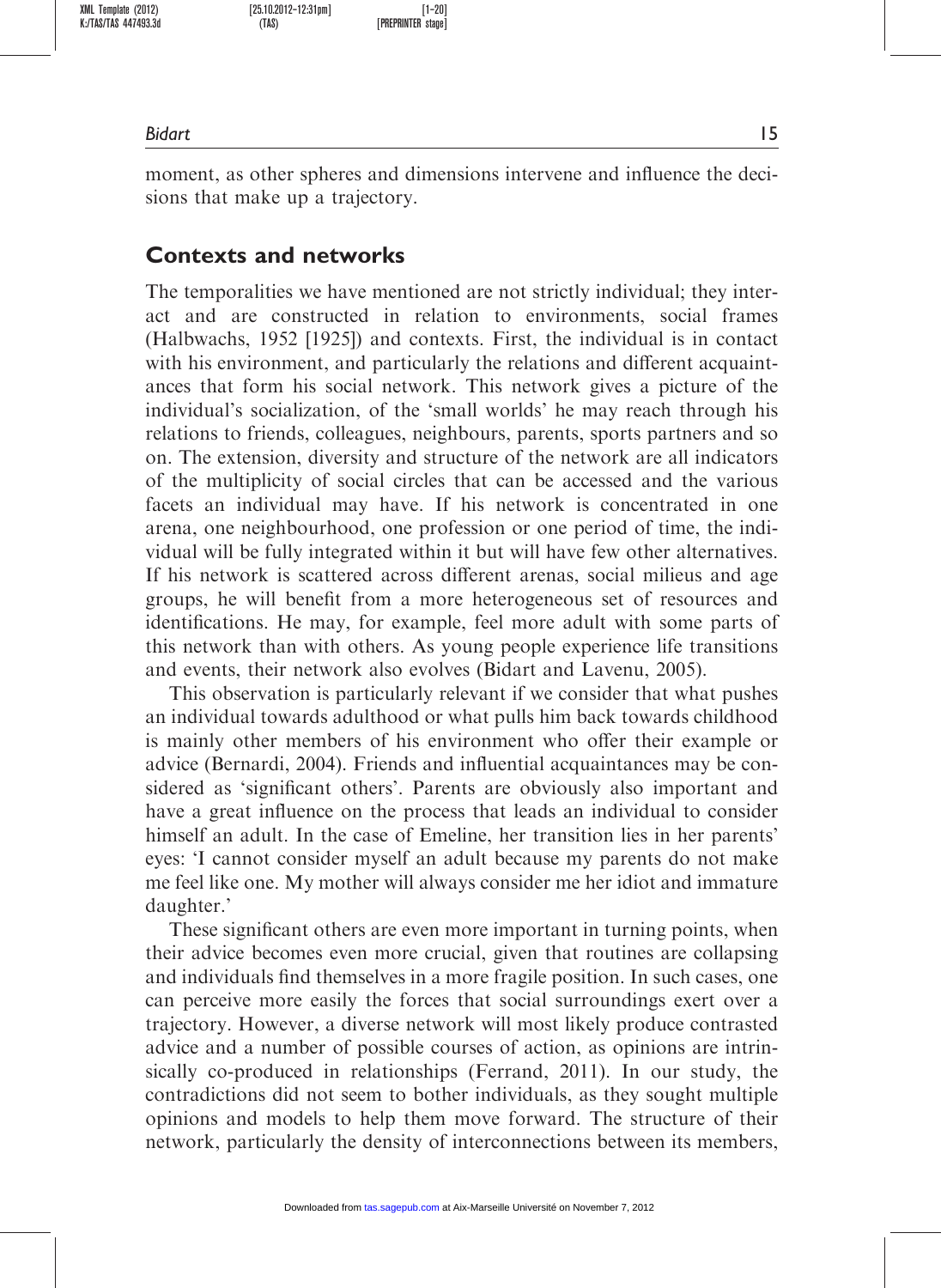moment, as other spheres and dimensions intervene and influence the decisions that make up a trajectory.

## Contexts and networks

The temporalities we have mentioned are not strictly individual; they interact and are constructed in relation to environments, social frames (Halbwachs, 1952 [1925]) and contexts. First, the individual is in contact with his environment, and particularly the relations and different acquaintances that form his social network. This network gives a picture of the individual's socialization, of the 'small worlds' he may reach through his relations to friends, colleagues, neighbours, parents, sports partners and so on. The extension, diversity and structure of the network are all indicators of the multiplicity of social circles that can be accessed and the various facets an individual may have. If his network is concentrated in one arena, one neighbourhood, one profession or one period of time, the individual will be fully integrated within it but will have few other alternatives. If his network is scattered across different arenas, social milieus and age groups, he will benefit from a more heterogeneous set of resources and identifications. He may, for example, feel more adult with some parts of this network than with others. As young people experience life transitions and events, their network also evolves (Bidart and Lavenu, 2005).

This observation is particularly relevant if we consider that what pushes an individual towards adulthood or what pulls him back towards childhood is mainly other members of his environment who offer their example or advice (Bernardi, 2004). Friends and influential acquaintances may be considered as 'significant others'. Parents are obviously also important and have a great influence on the process that leads an individual to consider himself an adult. In the case of Emeline, her transition lies in her parents' eyes: 'I cannot consider myself an adult because my parents do not make me feel like one. My mother will always consider me her idiot and immature daughter.'

These significant others are even more important in turning points, when their advice becomes even more crucial, given that routines are collapsing and individuals find themselves in a more fragile position. In such cases, one can perceive more easily the forces that social surroundings exert over a trajectory. However, a diverse network will most likely produce contrasted advice and a number of possible courses of action, as opinions are intrinsically co-produced in relationships (Ferrand, 2011). In our study, the contradictions did not seem to bother individuals, as they sought multiple opinions and models to help them move forward. The structure of their network, particularly the density of interconnections between its members,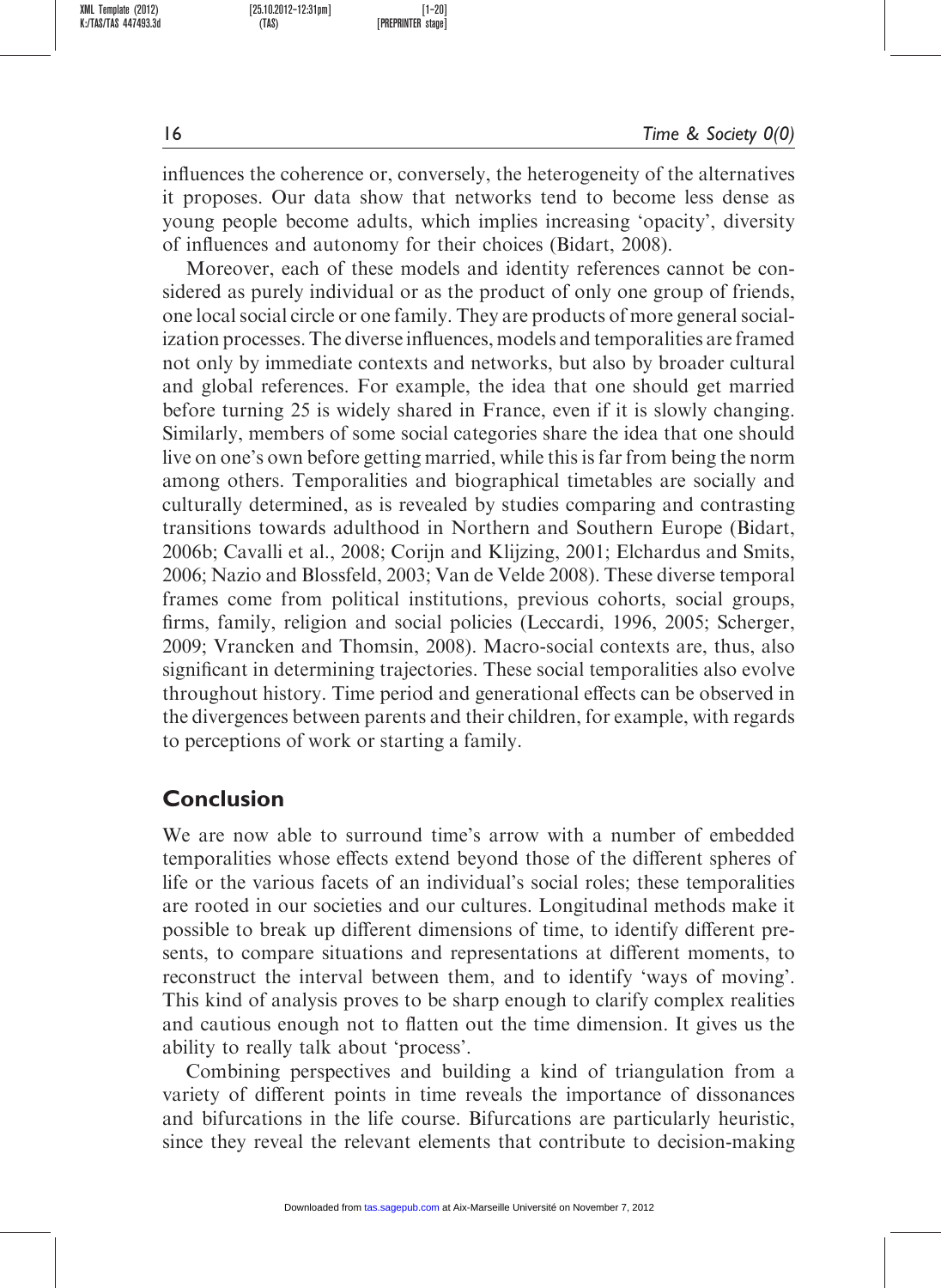influences the coherence or, conversely, the heterogeneity of the alternatives it proposes. Our data show that networks tend to become less dense as young people become adults, which implies increasing 'opacity', diversity of influences and autonomy for their choices (Bidart, 2008).

Moreover, each of these models and identity references cannot be considered as purely individual or as the product of only one group of friends, one local social circle or one family. They are products of more general socialization processes. The diverse influences, models and temporalities are framed not only by immediate contexts and networks, but also by broader cultural and global references. For example, the idea that one should get married before turning 25 is widely shared in France, even if it is slowly changing. Similarly, members of some social categories share the idea that one should live on one's own before getting married, while this is far from being the norm among others. Temporalities and biographical timetables are socially and culturally determined, as is revealed by studies comparing and contrasting transitions towards adulthood in Northern and Southern Europe (Bidart, 2006b; Cavalli et al., 2008; Corijn and Klijzing, 2001; Elchardus and Smits, 2006; Nazio and Blossfeld, 2003; Van de Velde 2008). These diverse temporal frames come from political institutions, previous cohorts, social groups, firms, family, religion and social policies (Leccardi, 1996, 2005; Scherger, 2009; Vrancken and Thomsin, 2008). Macro-social contexts are, thus, also significant in determining trajectories. These social temporalities also evolve throughout history. Time period and generational effects can be observed in the divergences between parents and their children, for example, with regards to perceptions of work or starting a family.

## Conclusion

We are now able to surround time's arrow with a number of embedded temporalities whose effects extend beyond those of the different spheres of life or the various facets of an individual's social roles; these temporalities are rooted in our societies and our cultures. Longitudinal methods make it possible to break up different dimensions of time, to identify different presents, to compare situations and representations at different moments, to reconstruct the interval between them, and to identify 'ways of moving'. This kind of analysis proves to be sharp enough to clarify complex realities and cautious enough not to flatten out the time dimension. It gives us the ability to really talk about 'process'.

Combining perspectives and building a kind of triangulation from a variety of different points in time reveals the importance of dissonances and bifurcations in the life course. Bifurcations are particularly heuristic, since they reveal the relevant elements that contribute to decision-making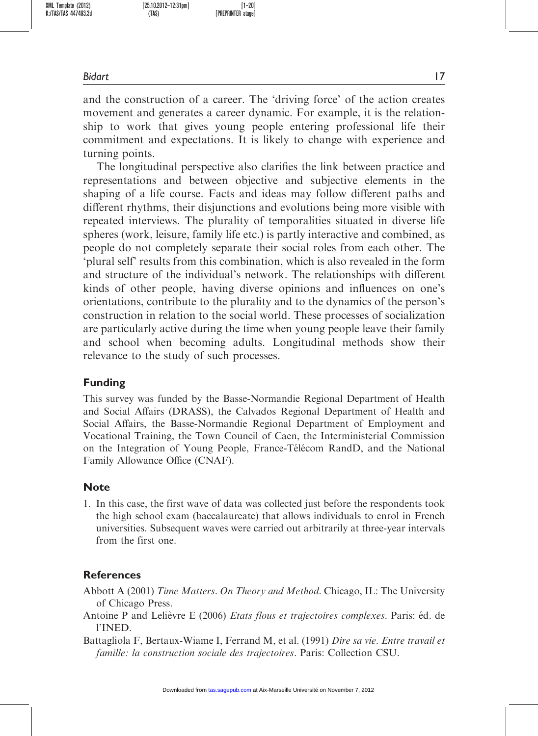and the construction of a career. The 'driving force' of the action creates movement and generates a career dynamic. For example, it is the relationship to work that gives young people entering professional life their commitment and expectations. It is likely to change with experience and turning points.

The longitudinal perspective also clarifies the link between practice and representations and between objective and subjective elements in the shaping of a life course. Facts and ideas may follow different paths and different rhythms, their disjunctions and evolutions being more visible with repeated interviews. The plurality of temporalities situated in diverse life spheres (work, leisure, family life etc.) is partly interactive and combined, as people do not completely separate their social roles from each other. The 'plural self' results from this combination, which is also revealed in the form and structure of the individual's network. The relationships with different kinds of other people, having diverse opinions and influences on one's orientations, contribute to the plurality and to the dynamics of the person's construction in relation to the social world. These processes of socialization are particularly active during the time when young people leave their family and school when becoming adults. Longitudinal methods show their relevance to the study of such processes.

## Funding

This survey was funded by the Basse-Normandie Regional Department of Health and Social Affairs (DRASS), the Calvados Regional Department of Health and Social Affairs, the Basse-Normandie Regional Department of Employment and Vocational Training, the Town Council of Caen, the Interministerial Commission on the Integration of Young People, France-Télécom RandD, and the National Family Allowance Office (CNAF).

## Note

1. In this case, the first wave of data was collected just before the respondents took the high school exam (baccalaureate) that allows individuals to enrol in French universities. Subsequent waves were carried out arbitrarily at three-year intervals from the first one.

## References

Abbott A (2001) *Time Matters. On Theory and Method*. Chicago, IL: The University of Chicago Press.

Antoine P and Lelièvre E (2006) *Etats flous et trajectoires complexes*. Paris: éd. de l'INED.

Battagliola F, Bertaux-Wiame I, Ferrand M, et al. (1991) *Dire sa vie. Entre travail et famille: la construction sociale des trajectoires*. Paris: Collection CSU.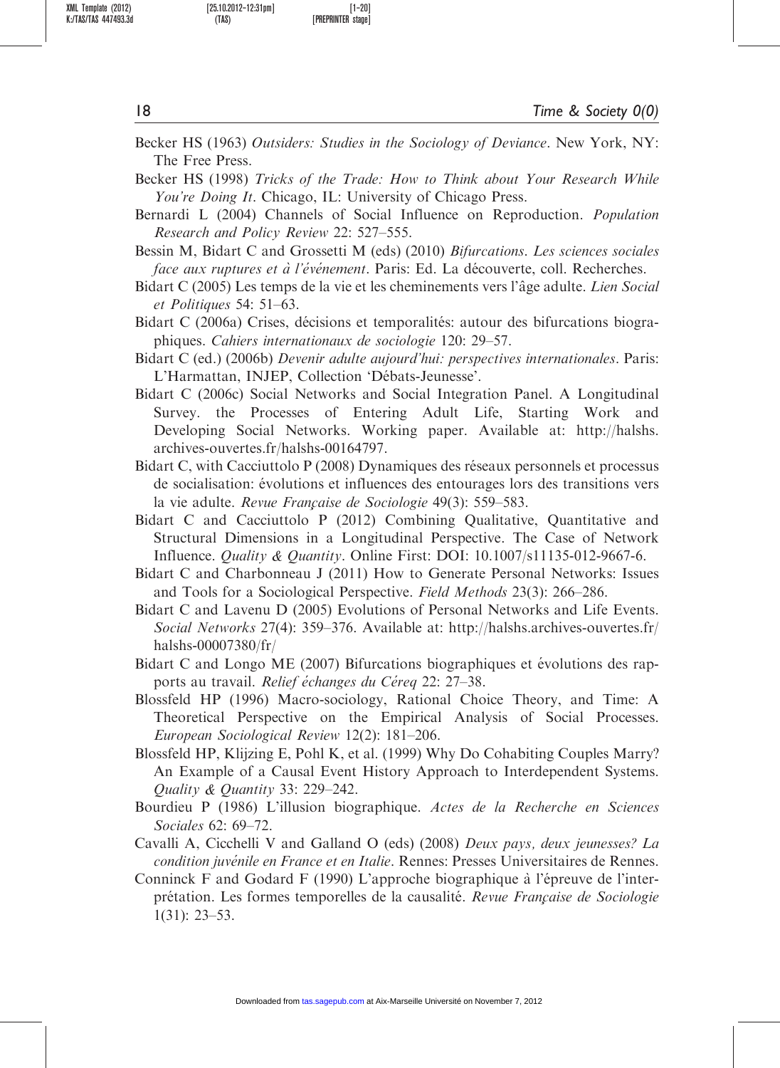Becker HS (1963) *Outsiders: Studies in the Sociology of Deviance*. New York, NY: The Free Press.

Becker HS (1998) *Tricks of the Trade: How to Think about Your Research While You're Doing It*. Chicago, IL: University of Chicago Press.

Bernardi L (2004) Channels of Social Influence on Reproduction. *Population Research and Policy Review* 22: 527–555.

Bessin M, Bidart C and Grossetti M (eds) (2010) *Bifurcations. Les sciences sociales face aux ruptures et à l'événement*. Paris: Ed. La découverte, coll. Recherches.

Bidart C (2005) Les temps de la vie et les cheminements vers l'âge adulte. *Lien Social et Politiques* 54: 51–63.

Bidart C (2006a) Crises, décisions et temporalités: autour des bifurcations biographiques. *Cahiers internationaux de sociologie* 120: 29–57.

Bidart C (ed.) (2006b) *Devenir adulte aujourd'hui: perspectives internationales*. Paris: L'Harmattan, INJEP, Collection 'Débats-Jeunesse'.

Bidart C (2006c) Social Networks and Social Integration Panel. A Longitudinal Survey. the Processes of Entering Adult Life, Starting Work and Developing Social Networks. Working paper. Available at: http://halshs.archives-ouvertes.fr/halshs-00164797.

Bidart C, with Cacciuttolo P (2008) Dynamiques des réseaux personnels et processus de socialisation: évolutions et influences des entourages lors des transitions vers la vie adulte. *Revue Française de Sociologie* 49(3): 559–583.

Bidart C and Cacciuttolo P (2012) Combining Qualitative, Quantitative and Structural Dimensions in a Longitudinal Perspective. The Case of Network Influence. *Quality & Quantity*. Online First: DOI: 10.1007/s11135-012-9667-6.

Bidart C and Charbonneau J (2011) How to Generate Personal Networks: Issues and Tools for a Sociological Perspective. *Field Methods* 23(3): 266–286.

Bidart C and Lavenu D (2005) Evolutions of Personal Networks and Life Events. *Social Networks* 27(4): 359–376. Available at: http://halshs.archives-ouvertes.fr/halshs-00007380/fr/

Bidart C and Longo ME (2007) Bifurcations biographiques et évolutions des rapports au travail. *Relief échanges du Céreq* 22: 27–38.

Blossfeld HP (1996) Macro-sociology, Rational Choice Theory, and Time: A Theoretical Perspective on the Empirical Analysis of Social Processes. *European Sociological Review* 12(2): 181–206.

Blossfeld HP, Klijzing E, Pohl K, et al. (1999) Why Do Cohabiting Couples Marry? An Example of a Causal Event History Approach to Interdependent Systems. *Quality & Quantity* 33: 229–242.

Bourdieu P (1986) L'illusion biographique. *Actes de la Recherche en Sciences Sociales* 62: 69–72.

Cavalli A, Cicchelli V and Galland O (eds) (2008) *Deux pays, deux jeunesses? La condition juvénile en France et en Italie*. Rennes: Presses Universitaires de Rennes.

Conninck F and Godard F (1990) L'approche biographique à l'épreuve de l'interprétation. Les formes temporelles de la causalité. *Revue Française de Sociologie* 1(31): 23–53.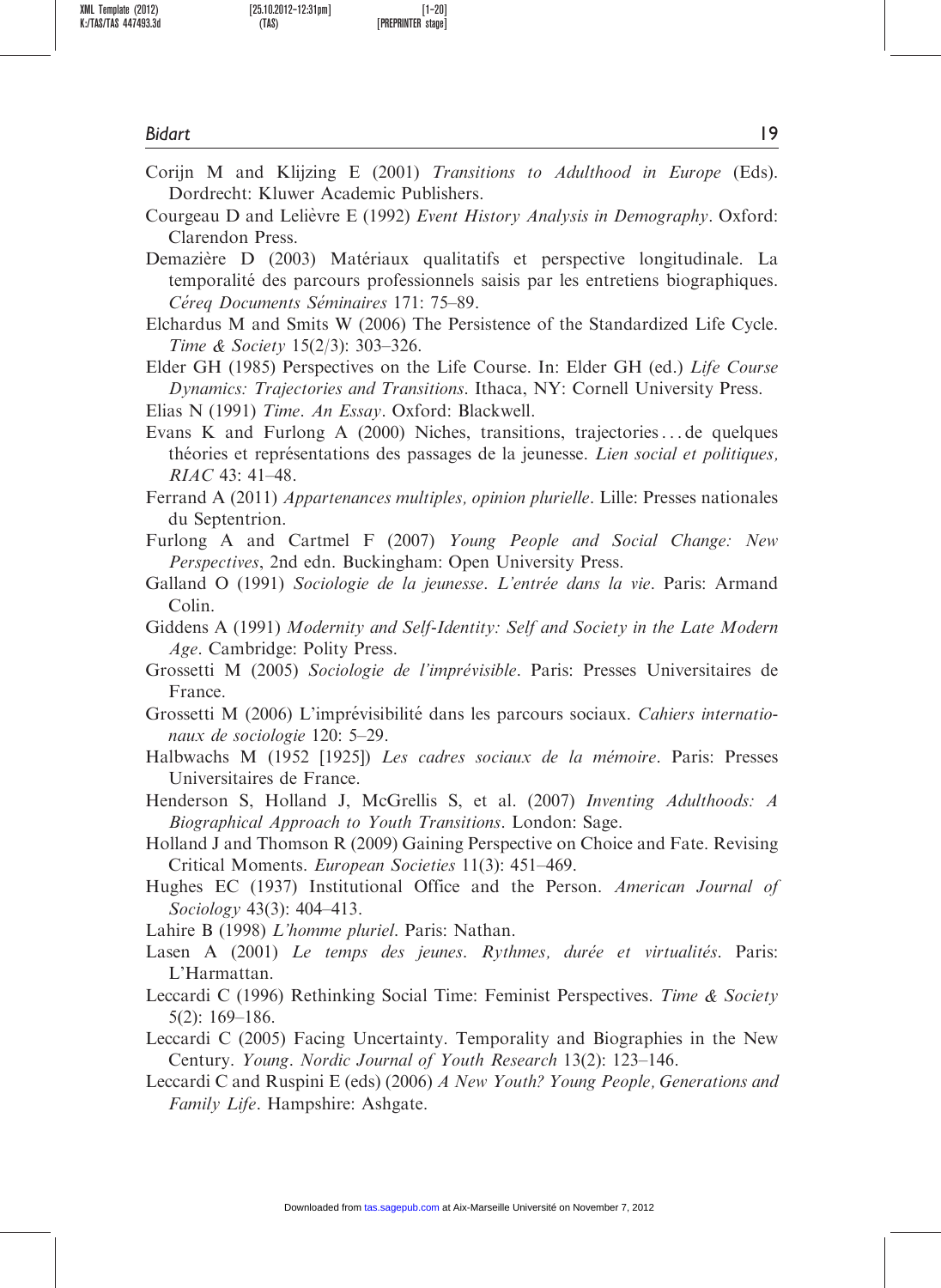Corijn M and Klijzing E (2001) *Transitions to Adulthood in Europe* (Eds). Dordrecht: Kluwer Academic Publishers.

Courgeau D and Lelièvre E (1992) *Event History Analysis in Demography*. Oxford: Clarendon Press.

Demazière D (2003) Matériaux qualitatifs et perspective longitudinale. La temporalité des parcours professionnels saisis par les entretiens biographiques. *Céreq Documents Séminaires* 171: 75–89.

Elchardus M and Smits W (2006) The Persistence of the Standardized Life Cycle. *Time & Society* 15(2/3): 303–326.

Elder GH (1985) Perspectives on the Life Course. In: Elder GH (ed.) *Life Course Dynamics: Trajectories and Transitions*. Ithaca, NY: Cornell University Press.

Elias N (1991) *Time. An Essay*. Oxford: Blackwell.

Evans K and Furlong A (2000) Niches, transitions, trajectories ... de quelques théories et représentations des passages de la jeunesse. *Lien social et politiques, RIAC* 43: 41–48.

Ferrand A (2011) *Appartenances multiples, opinion plurielle*. Lille: Presses nationales du Septentrion.

Furlong A and Cartmel F (2007) *Young People and Social Change: New Perspectives*, 2nd edn. Buckingham: Open University Press.

Galland O (1991) *Sociologie de la jeunesse. L'entrée dans la vie*. Paris: Armand Colin.

Giddens A (1991) *Modernity and Self-Identity: Self and Society in the Late Modern Age*. Cambridge: Polity Press.

Grossetti M (2005) *Sociologie de l'imprévisible*. Paris: Presses Universitaires de France.

Grossetti M (2006) L'imprévisibilité dans les parcours sociaux. *Cahiers internationaux de sociologie* 120: 5–29.

Halbwachs M (1952 [1925]) *Les cadres sociaux de la mémoire*. Paris: Presses Universitaires de France.

Henderson S, Holland J, McGrellis S, et al. (2007) *Inventing Adulthoods: A Biographical Approach to Youth Transitions*. London: Sage.

Holland J and Thomson R (2009) Gaining Perspective on Choice and Fate. Revising Critical Moments. *European Societies* 11(3): 451–469.

Hughes EC (1937) Institutional Office and the Person. *American Journal of Sociology* 43(3): 404–413.

Lahire B (1998) *L'homme pluriel*. Paris: Nathan.

Lasen A (2001) *Le temps des jeunes. Rythmes, durée et virtualités*. Paris: L'Harmattan.

Leccardi C (1996) Rethinking Social Time: Feminist Perspectives. *Time & Society* 5(2): 169–186.

Leccardi C (2005) Facing Uncertainty. Temporality and Biographies in the New Century. *Young. Nordic Journal of Youth Research* 13(2): 123–146.

Leccardi C and Ruspini E (eds) (2006) *A New Youth? Young People, Generations and Family Life*. Hampshire: Ashgate.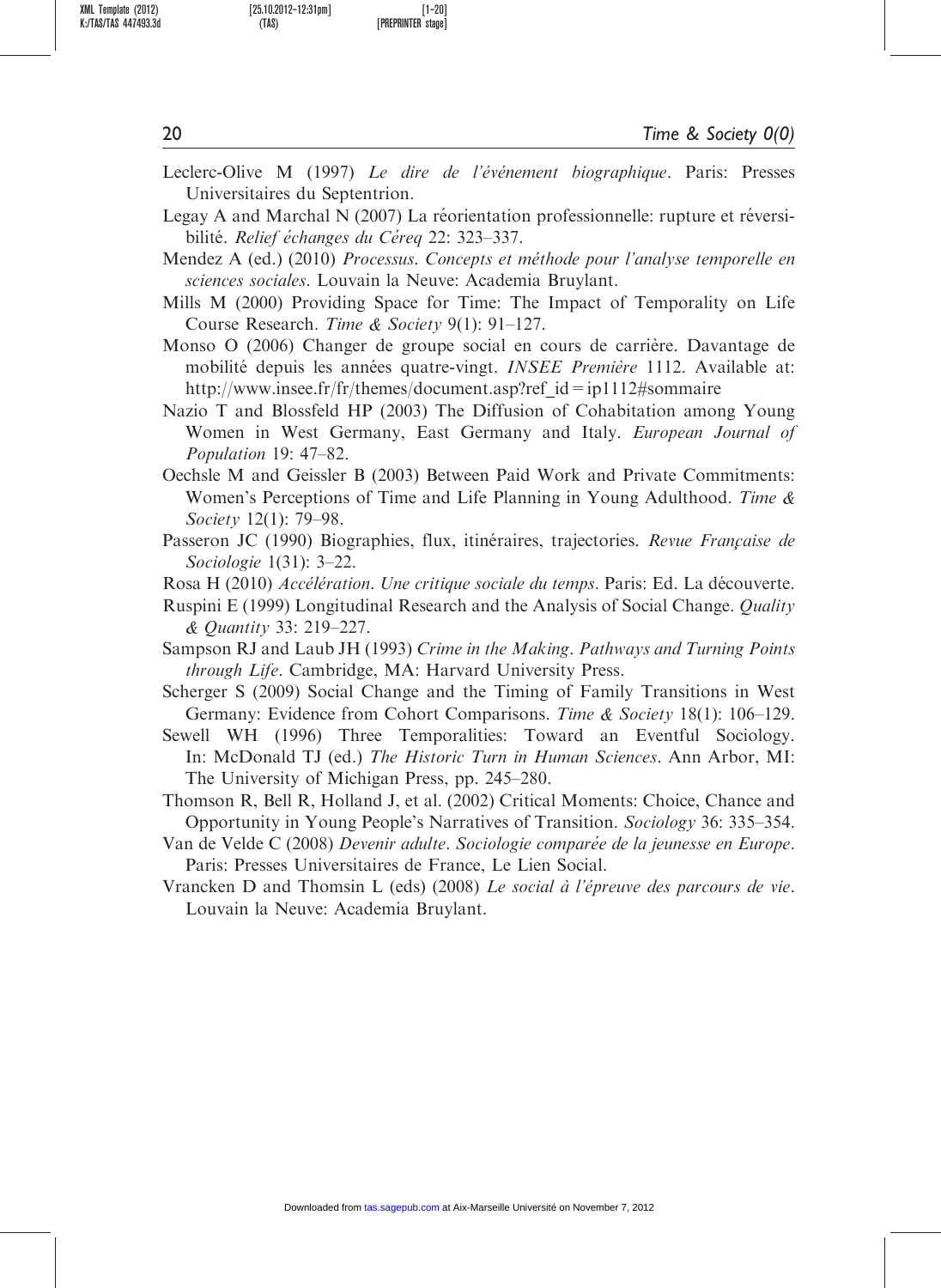Leclerc-Olive M (1997) *Le dire de l'événement biographique*. Paris: Presses Universitaires du Septentrion.

Legay A and Marchal N (2007) La réorientation professionnelle: rupture et réversibilité. *Relief échanges du Céreq* 22: 323–337.

Mendez A (ed.) (2010) *Processus. Concepts et méthode pour l'analyse temporelle en sciences sociales*. Louvain la Neuve: Academia Bruylant.

Mills M (2000) Providing Space for Time: The Impact of Temporality on Life Course Research. *Time & Society* 9(1): 91–127.

Monso O (2006) Changer de groupe social en cours de carrière. Davantage de mobilité depuis les années quatre-vingt. *INSEE Première* 1112. Available at: http://www.insee.fr/fr/themes/document.asp?ref_id=ip1112#sommaire

Nazio T and Blossfeld HP (2003) The Diffusion of Cohabitation among Young Women in West Germany, East Germany and Italy. *European Journal of Population* 19: 47–82.

Oechsle M and Geissler B (2003) Between Paid Work and Private Commitments: Women's Perceptions of Time and Life Planning in Young Adulthood. *Time & Society* 12(1): 79–98.

Passeron JC (1990) Biographies, flux, itinéraires, trajectories. *Revue Française de Sociologie* 1(31): 3–22.

Rosa H (2010) *Accélération. Une critique sociale du temps*. Paris: Ed. La découverte.

Ruspini E (1999) Longitudinal Research and the Analysis of Social Change. *Quality & Quantity* 33: 219–227.

Sampson RJ and Laub JH (1993) *Crime in the Making. Pathways and Turning Points through Life*. Cambridge, MA: Harvard University Press.

Scherger S (2009) Social Change and the Timing of Family Transitions in West Germany: Evidence from Cohort Comparisons. *Time & Society* 18(1): 106–129.

Sewell WH (1996) Three Temporalities: Toward an Eventful Sociology. In: McDonald TJ (ed.) *The Historic Turn in Human Sciences*. Ann Arbor, MI: The University of Michigan Press, pp. 245–280.

Thomson R, Bell R, Holland J, et al. (2002) Critical Moments: Choice, Chance and Opportunity in Young People's Narratives of Transition. *Sociology* 36: 335–354.

Van de Velde C (2008) *Devenir adulte. Sociologie comparée de la jeunesse en Europe*. Paris: Presses Universitaires de France, Le Lien Social.

Vrancken D and Thomsin L (eds) (2008) *Le social à l'épreuve des parcours de vie*. Louvain la Neuve: Academia Bruylant.